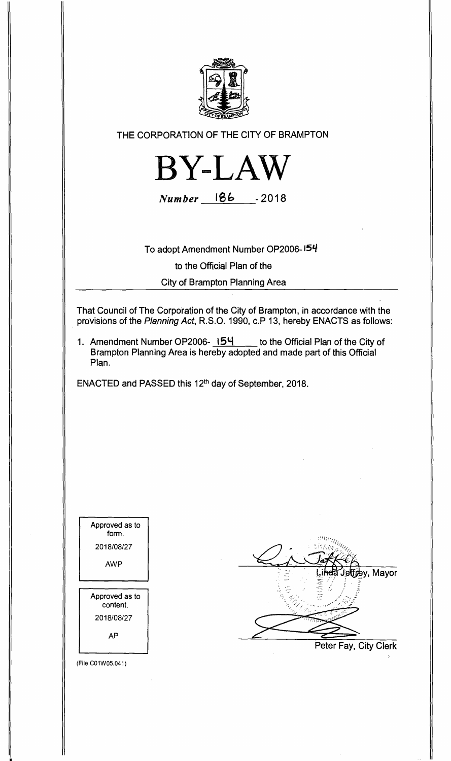THE CORPORATION OF THE CITY OF BRAMPTON

# BY-LAW

*Number* 186 - 2018

To adopt Amendment Number OP2006-154

to the Official Plan of the

City of Brampton Planning Area

That Council of The Corporation of the City of Brampton, in accordance with the provisions of the *Planning Act*, R.S.O. 1990, c.P 13, hereby ENACTS as follows:

1. Amendment Number OP2006- 154 to the Official Plan of the City of Brampton Planning Area is hereby adopted and made part of this Official Plan.

ENACTED and PASSED this 12th day of September, 2018.

Approved as to form.
2018/08/27
AWP

Approved as to content.
2018/08/27
AP

Linda Jeffrey, Mayor

Peter Fay, City Clerk

(File C01W05.041)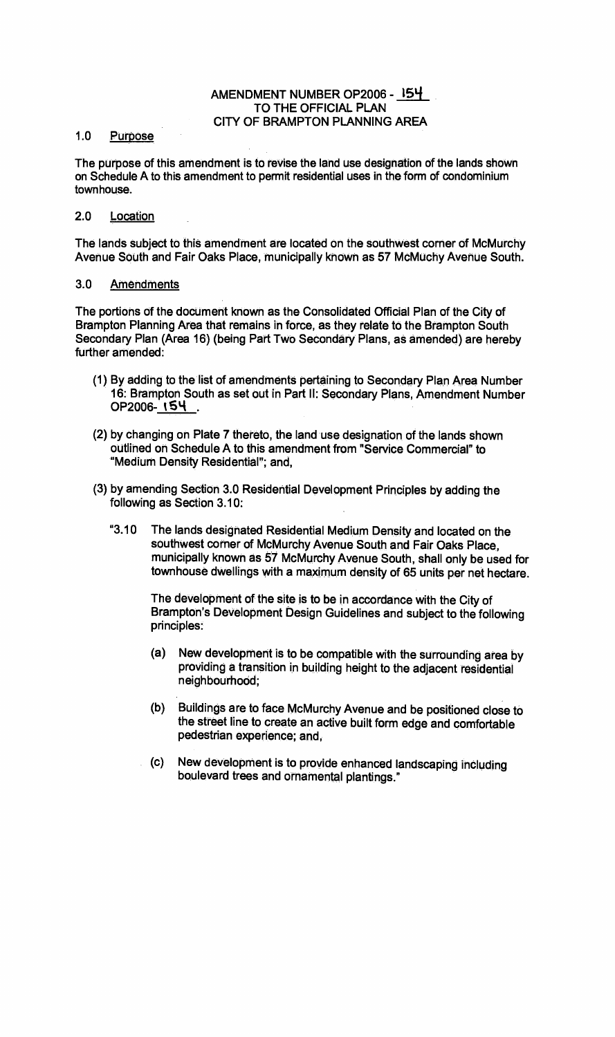# AMENDMENT NUMBER OP2006 - 154
## TO THE OFFICIAL PLAN
## CITY OF BRAMPTON PLANNING AREA

### 1.0 Purpose

The purpose of this amendment is to revise the land use designation of the lands shown on Schedule A to this amendment to permit residential uses in the form of condominium townhouse.

### 2.0 Location

The lands subject to this amendment are located on the southwest corner of McMurchy Avenue South and Fair Oaks Place, municipally known as 57 McMuchy Avenue South.

### 3.0 Amendments

The portions of the document known as the Consolidated Official Plan of the City of Brampton Planning Area that remains in force, as they relate to the Brampton South Secondary Plan (Area 16) (being Part Two Secondary Plans, as amended) are hereby further amended:

(1) By adding to the list of amendments pertaining to Secondary Plan Area Number 16: Brampton South as set out in Part II: Secondary Plans, Amendment Number OP2006-154.

(2) by changing on Plate 7 thereto, the land use designation of the lands shown outlined on Schedule A to this amendment from "Service Commercial" to "Medium Density Residential"; and,

(3) by amending Section 3.0 Residential Development Principles by adding the following as Section 3.10:

"3.10 The lands designated Residential Medium Density and located on the southwest corner of McMurchy Avenue South and Fair Oaks Place, municipally known as 57 McMurchy Avenue South, shall only be used for townhouse dwellings with a maximum density of 65 units per net hectare.

The development of the site is to be in accordance with the City of Brampton's Development Design Guidelines and subject to the following principles:

(a) New development is to be compatible with the surrounding area by providing a transition in building height to the adjacent residential neighbourhood;

(b) Buildings are to face McMurchy Avenue and be positioned close to the street line to create an active built form edge and comfortable pedestrian experience; and,

(c) New development is to provide enhanced landscaping including boulevard trees and ornamental plantings."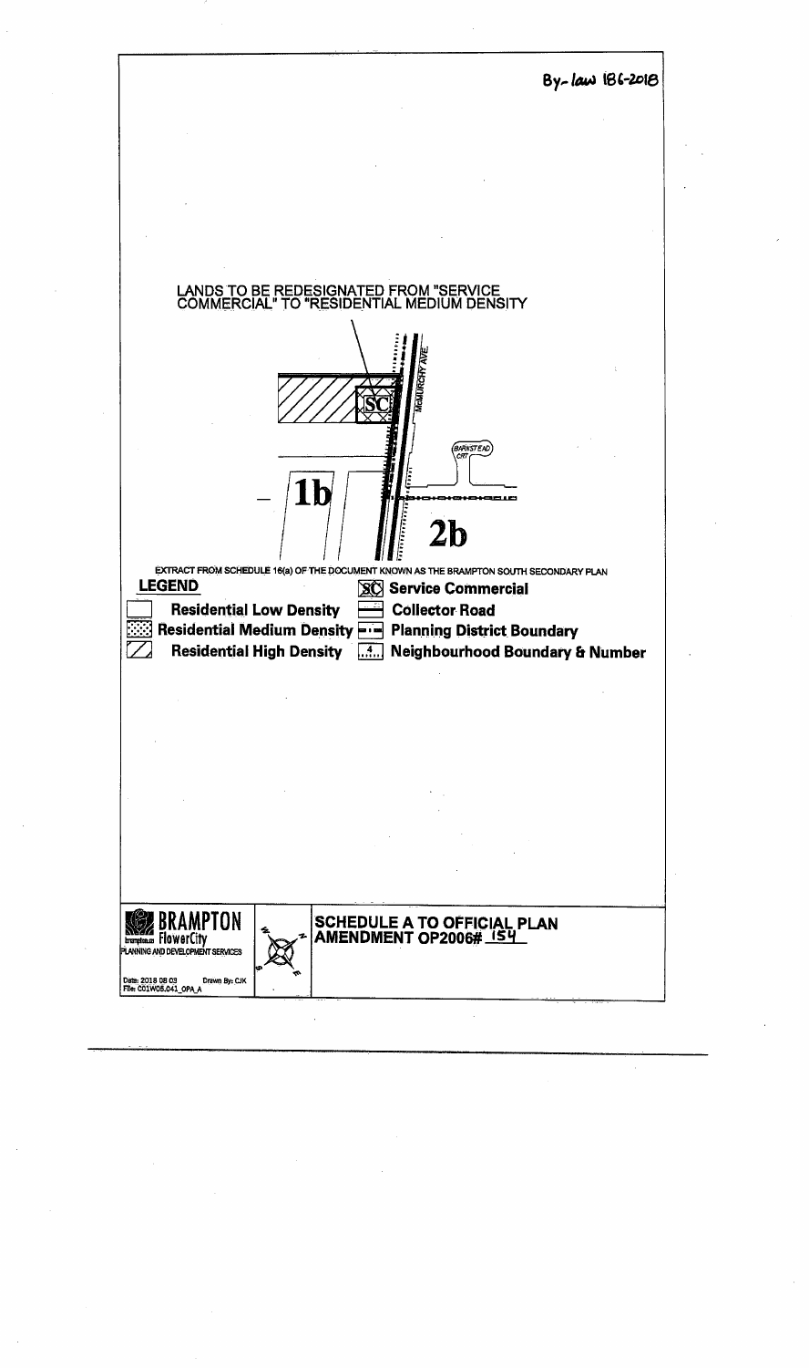By-law 186-2018

LANDS TO BE REDESIGNATED FROM "SERVICE COMMERCIAL" TO "RESIDENTIAL MEDIUM DENSITY

McMURCHY AVE.

BARNSTEAD CRT

SC

1b

2b

EXTRACT FROM SCHEDULE 16(a) OF THE DOCUMENT KNOWN AS THE BRAMPTON SOUTH SECONDARY PLAN

**LEGEND**

- Residential Low Density
- Residential Medium Density
- Residential High Density
- Service Commercial
- Collector Road
- Planning District Boundary
- Neighbourhood Boundary & Number

BRAMPTON
brampton.ca FlowerCity
PLANNING AND DEVELOPMENT SERVICES

Date: 2018 08 03 Drawn By: CJK
File: C01W05.041_OPA_A

## SCHEDULE A TO OFFICIAL PLAN AMENDMENT OP2006# 154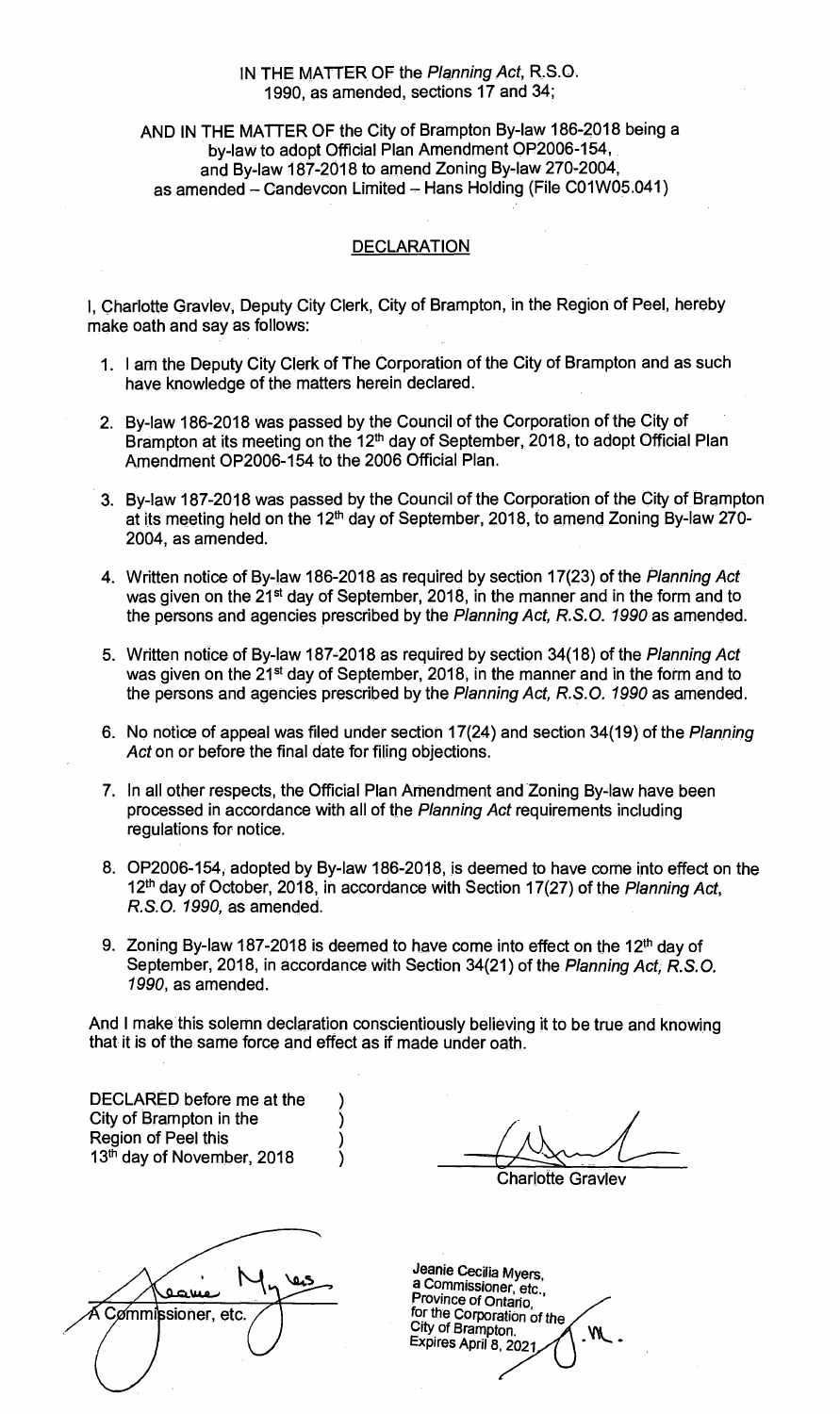IN THE MATTER OF the *Planning Act*, R.S.O. 1990, as amended, sections 17 and 34;

AND IN THE MATTER OF the City of Brampton By-law 186-2018 being a by-law to adopt Official Plan Amendment OP2006-154, and By-law 187-2018 to amend Zoning By-law 270-2004, as amended – Candevcon Limited – Hans Holding (File C01W05.041)

## DECLARATION

I, Charlotte Gravlev, Deputy City Clerk, City of Brampton, in the Region of Peel, hereby make oath and say as follows:

1. I am the Deputy City Clerk of The Corporation of the City of Brampton and as such have knowledge of the matters herein declared.
2. By-law 186-2018 was passed by the Council of the Corporation of the City of Brampton at its meeting on the 12th day of September, 2018, to adopt Official Plan Amendment OP2006-154 to the 2006 Official Plan.
3. By-law 187-2018 was passed by the Council of the Corporation of the City of Brampton at its meeting held on the 12th day of September, 2018, to amend Zoning By-law 270-2004, as amended.
4. Written notice of By-law 186-2018 as required by section 17(23) of the *Planning Act* was given on the 21st day of September, 2018, in the manner and in the form and to the persons and agencies prescribed by the *Planning Act, R.S.O. 1990* as amended.
5. Written notice of By-law 187-2018 as required by section 34(18) of the *Planning Act* was given on the 21st day of September, 2018, in the manner and in the form and to the persons and agencies prescribed by the *Planning Act, R.S.O. 1990* as amended.
6. No notice of appeal was filed under section 17(24) and section 34(19) of the *Planning Act* on or before the final date for filing objections.
7. In all other respects, the Official Plan Amendment and Zoning By-law have been processed in accordance with all of the *Planning Act* requirements including regulations for notice.
8. OP2006-154, adopted by By-law 186-2018, is deemed to have come into effect on the 12th day of October, 2018, in accordance with Section 17(27) of the *Planning Act, R.S.O. 1990,* as amended.
9. Zoning By-law 187-2018 is deemed to have come into effect on the 12th day of September, 2018, in accordance with Section 34(21) of the *Planning Act, R.S.O. 1990*, as amended.

And I make this solemn declaration conscientiously believing it to be true and knowing that it is of the same force and effect as if made under oath.

DECLARED before me at the )
City of Brampton in the )
Region of Peel this )
13th day of November, 2018 )

Charlotte Gravlev

A Commissioner, etc.

Jeanie Cecilia Myers,
a Commissioner, etc.,
Province of Ontario,
for the Corporation of the
City of Brampton.
Expires April 8, 2021